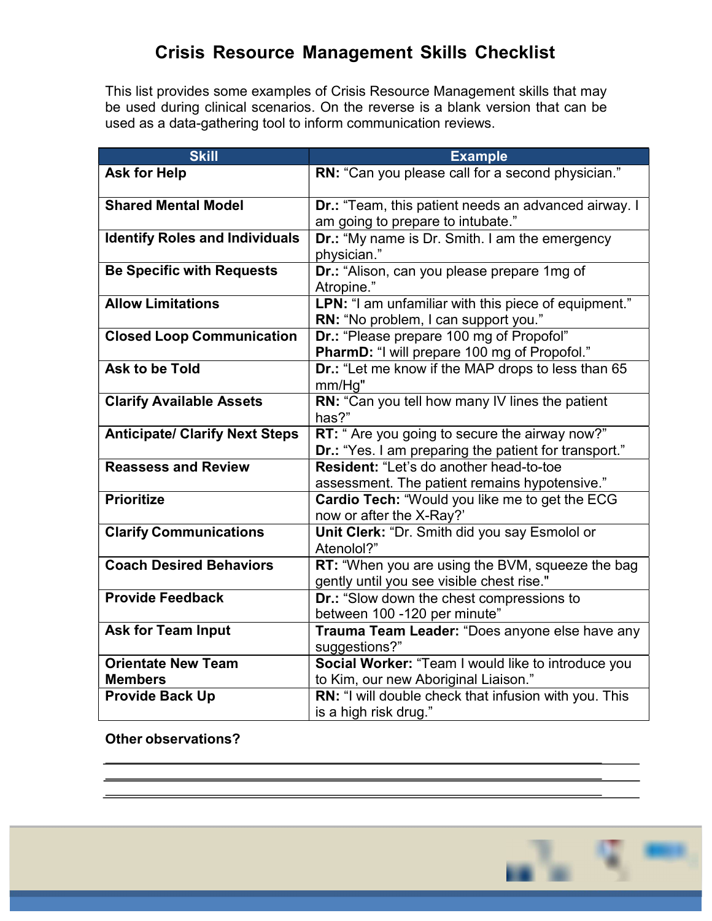# Crisis Resource Management Skills Checklist

This list provides some examples of Crisis Resource Management skills that may be used during clinical scenarios. On the reverse is a blank version that can be used as a data-gathering tool to inform communication reviews.

| Skill | Example |
|---|---|
| **Ask for Help** | **RN:** "Can you please call for a second physician." |
| **Shared Mental Model** | **Dr.:** "Team, this patient needs an advanced airway. I am going to prepare to intubate." |
| **Identify Roles and Individuals** | **Dr.:** "My name is Dr. Smith. I am the emergency physician." |
| **Be Specific with Requests** | **Dr.:** "Alison, can you please prepare 1mg of Atropine." |
| **Allow Limitations** | **LPN:** "I am unfamiliar with this piece of equipment." **RN:** "No problem, I can support you." |
| **Closed Loop Communication** | **Dr.:** "Please prepare 100 mg of Propofol" **PharmD:** "I will prepare 100 mg of Propofol." |
| **Ask to be Told** | **Dr.:** "Let me know if the MAP drops to less than 65 mm/Hg" |
| **Clarify Available Assets** | **RN:** "Can you tell how many IV lines the patient has?" |
| **Anticipate/ Clarify Next Steps** | **RT:** " Are you going to secure the airway now?" **Dr.:** "Yes. I am preparing the patient for transport." |
| **Reassess and Review** | **Resident:** "Let's do another head-to-toe assessment. The patient remains hypotensive." |
| **Prioritize** | **Cardio Tech:** "Would you like me to get the ECG now or after the X-Ray?' |
| **Clarify Communications** | **Unit Clerk:** "Dr. Smith did you say Esmolol or Atenolol?" |
| **Coach Desired Behaviors** | **RT:** "When you are using the BVM, squeeze the bag gently until you see visible chest rise." |
| **Provide Feedback** | **Dr.:** "Slow down the chest compressions to between 100 -120 per minute" |
| **Ask for Team Input** | **Trauma Team Leader:** "Does anyone else have any suggestions?" |
| **Orientate New Team Members** | **Social Worker:** "Team I would like to introduce you to Kim, our new Aboriginal Liaison." |
| **Provide Back Up** | **RN:** "I will double check that infusion with you. This is a high risk drug." |

**Other observations?**

\_\_\_\_\_\_\_\_\_\_\_\_\_\_\_\_\_\_\_\_\_\_\_\_\_\_\_\_\_\_\_\_\_\_\_\_\_\_\_\_\_\_\_\_\_\_\_\_\_\_\_\_\_\_\_\_\_\_\_\_

\_\_\_\_\_\_\_\_\_\_\_\_\_\_\_\_\_\_\_\_\_\_\_\_\_\_\_\_\_\_\_\_\_\_\_\_\_\_\_\_\_\_\_\_\_\_\_\_\_\_\_\_\_\_\_\_\_\_\_\_

\_\_\_\_\_\_\_\_\_\_\_\_\_\_\_\_\_\_\_\_\_\_\_\_\_\_\_\_\_\_\_\_\_\_\_\_\_\_\_\_\_\_\_\_\_\_\_\_\_\_\_\_\_\_\_\_\_\_\_\_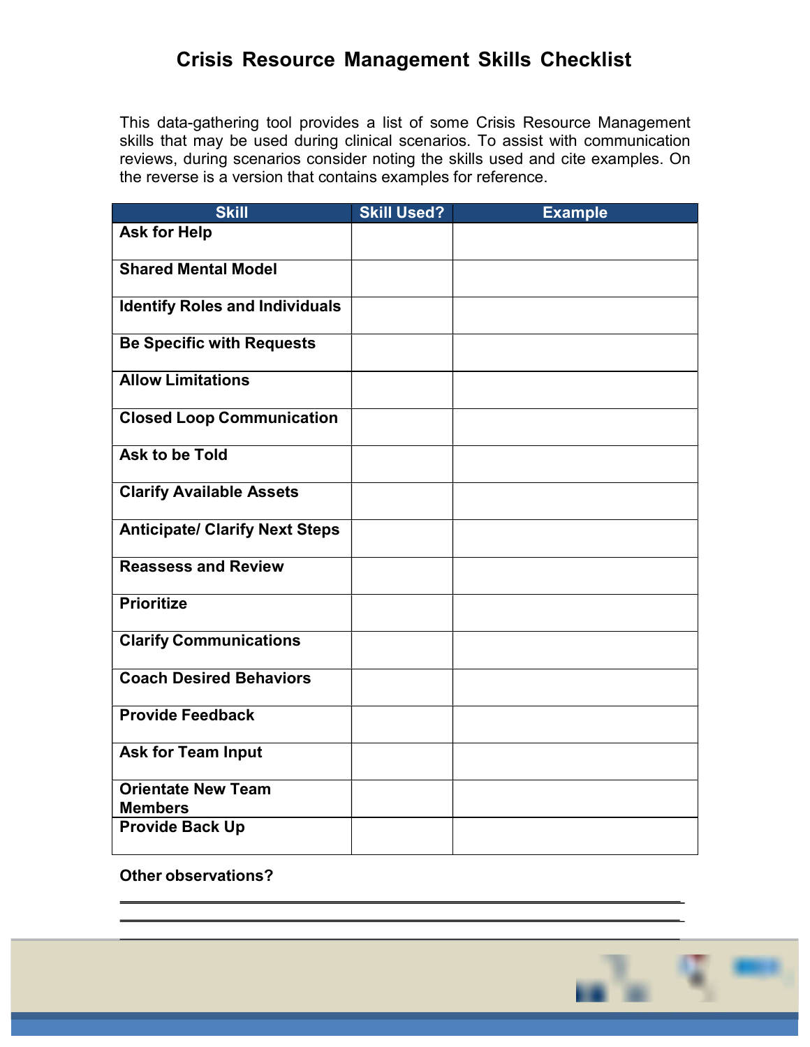# Crisis Resource Management Skills Checklist

This data-gathering tool provides a list of some Crisis Resource Management skills that may be used during clinical scenarios. To assist with communication reviews, during scenarios consider noting the skills used and cite examples. On the reverse is a version that contains examples for reference.

| Skill | Skill Used? | Example |
|---|---|---|
| **Ask for Help** | | |
| **Shared Mental Model** | | |
| **Identify Roles and Individuals** | | |
| **Be Specific with Requests** | | |
| **Allow Limitations** | | |
| **Closed Loop Communication** | | |
| **Ask to be Told** | | |
| **Clarify Available Assets** | | |
| **Anticipate/ Clarify Next Steps** | | |
| **Reassess and Review** | | |
| **Prioritize** | | |
| **Clarify Communications** | | |
| **Coach Desired Behaviors** | | |
| **Provide Feedback** | | |
| **Ask for Team Input** | | |
| **Orientate New Team Members** | | |
| **Provide Back Up** | | |

**Other observations?**

______________________________________________________________________

______________________________________________________________________

______________________________________________________________________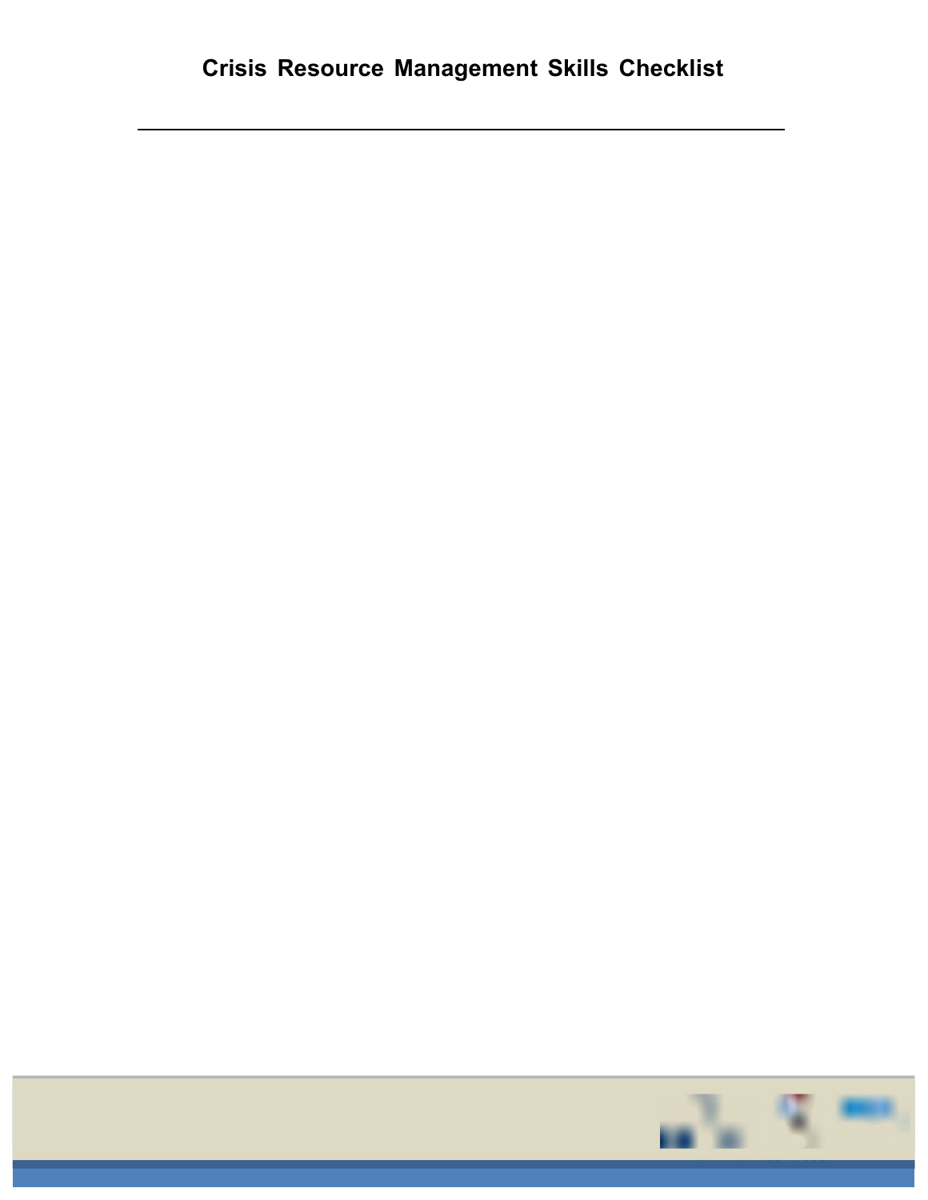# Crisis Resource Management Skills Checklist